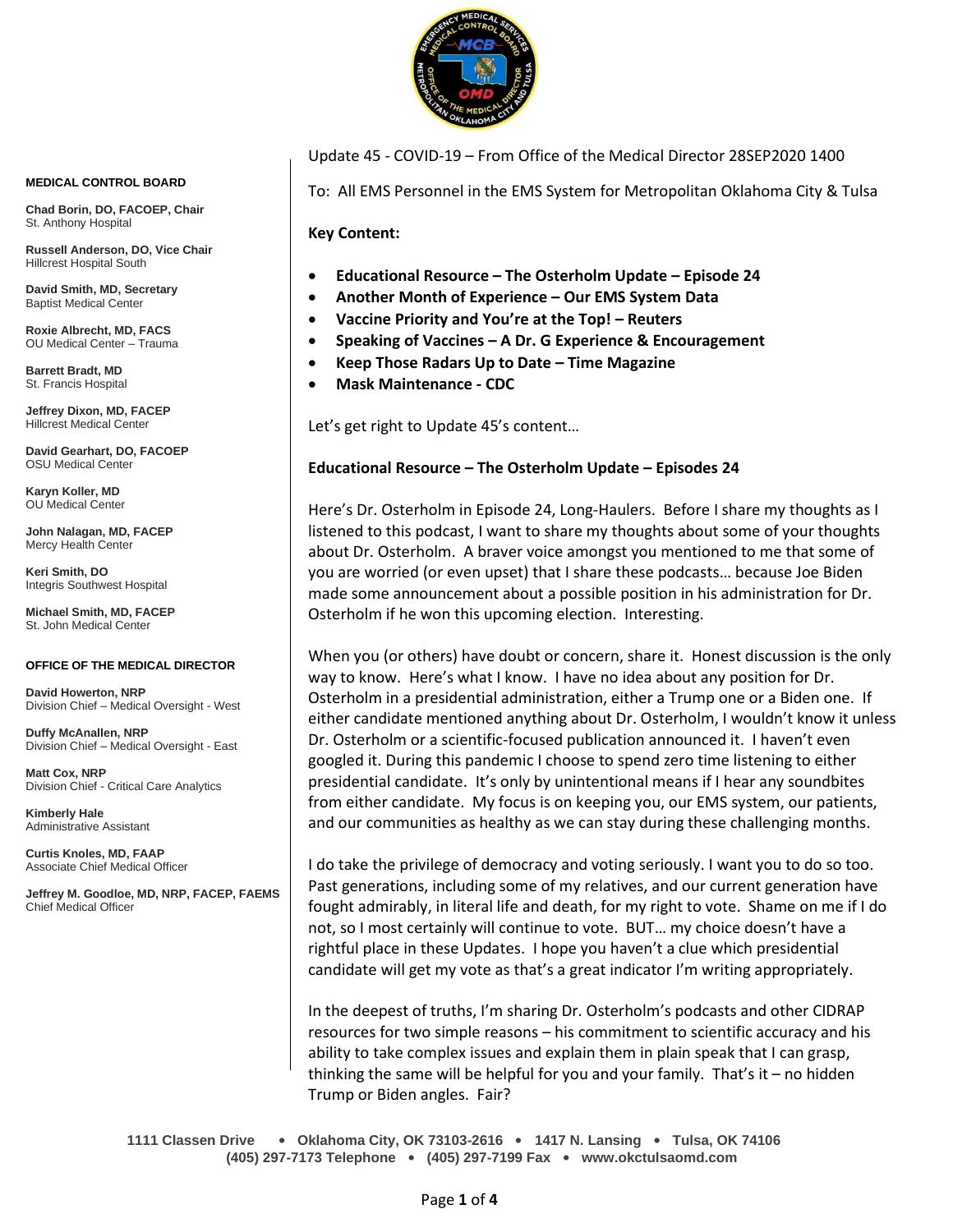**MEDICAL CONTROL BOARD**

**Chad Borin, DO, FACOEP, Chair**
St. Anthony Hospital

**Russell Anderson, DO, Vice Chair**
Hillcrest Hospital South

**David Smith, MD, Secretary**
Baptist Medical Center

**Roxie Albrecht, MD, FACS**
OU Medical Center – Trauma

**Barrett Bradt, MD**
St. Francis Hospital

**Jeffrey Dixon, MD, FACEP**
Hillcrest Medical Center

**David Gearhart, DO, FACOEP**
OSU Medical Center

**Karyn Koller, MD**
OU Medical Center

**John Nalagan, MD, FACEP**
Mercy Health Center

**Keri Smith, DO**
Integris Southwest Hospital

**Michael Smith, MD, FACEP**
St. John Medical Center

**OFFICE OF THE MEDICAL DIRECTOR**

**David Howerton, NRP**
Division Chief – Medical Oversight - West

**Duffy McAnallen, NRP**
Division Chief – Medical Oversight - East

**Matt Cox, NRP**
Division Chief - Critical Care Analytics

**Kimberly Hale**
Administrative Assistant

**Curtis Knoles, MD, FAAP**
Associate Chief Medical Officer

**Jeffrey M. Goodloe, MD, NRP, FACEP, FAEMS**
Chief Medical Officer

Update 45 - COVID-19 – From Office of the Medical Director 28SEP2020 1400

To: All EMS Personnel in the EMS System for Metropolitan Oklahoma City & Tulsa

**Key Content:**

- **Educational Resource – The Osterholm Update – Episode 24**
- **Another Month of Experience – Our EMS System Data**
- **Vaccine Priority and You're at the Top! – Reuters**
- **Speaking of Vaccines – A Dr. G Experience & Encouragement**
- **Keep Those Radars Up to Date – Time Magazine**
- **Mask Maintenance - CDC**

Let's get right to Update 45's content…

**Educational Resource – The Osterholm Update – Episodes 24**

Here's Dr. Osterholm in Episode 24, Long-Haulers. Before I share my thoughts as I listened to this podcast, I want to share my thoughts about some of your thoughts about Dr. Osterholm. A braver voice amongst you mentioned to me that some of you are worried (or even upset) that I share these podcasts… because Joe Biden made some announcement about a possible position in his administration for Dr. Osterholm if he won this upcoming election. Interesting.

When you (or others) have doubt or concern, share it. Honest discussion is the only way to know. Here's what I know. I have no idea about any position for Dr. Osterholm in a presidential administration, either a Trump one or a Biden one. If either candidate mentioned anything about Dr. Osterholm, I wouldn't know it unless Dr. Osterholm or a scientific-focused publication announced it. I haven't even googled it. During this pandemic I choose to spend zero time listening to either presidential candidate. It's only by unintentional means if I hear any soundbites from either candidate. My focus is on keeping you, our EMS system, our patients, and our communities as healthy as we can stay during these challenging months.

I do take the privilege of democracy and voting seriously. I want you to do so too. Past generations, including some of my relatives, and our current generation have fought admirably, in literal life and death, for my right to vote. Shame on me if I do not, so I most certainly will continue to vote. BUT… my choice doesn't have a rightful place in these Updates. I hope you haven't a clue which presidential candidate will get my vote as that's a great indicator I'm writing appropriately.

In the deepest of truths, I'm sharing Dr. Osterholm's podcasts and other CIDRAP resources for two simple reasons – his commitment to scientific accuracy and his ability to take complex issues and explain them in plain speak that I can grasp, thinking the same will be helpful for you and your family. That's it – no hidden Trump or Biden angles. Fair?

1111 Classen Drive • Oklahoma City, OK 73103-2616 • 1417 N. Lansing • Tulsa, OK 74106
(405) 297-7173 Telephone • (405) 297-7199 Fax • www.okctulsaomd.com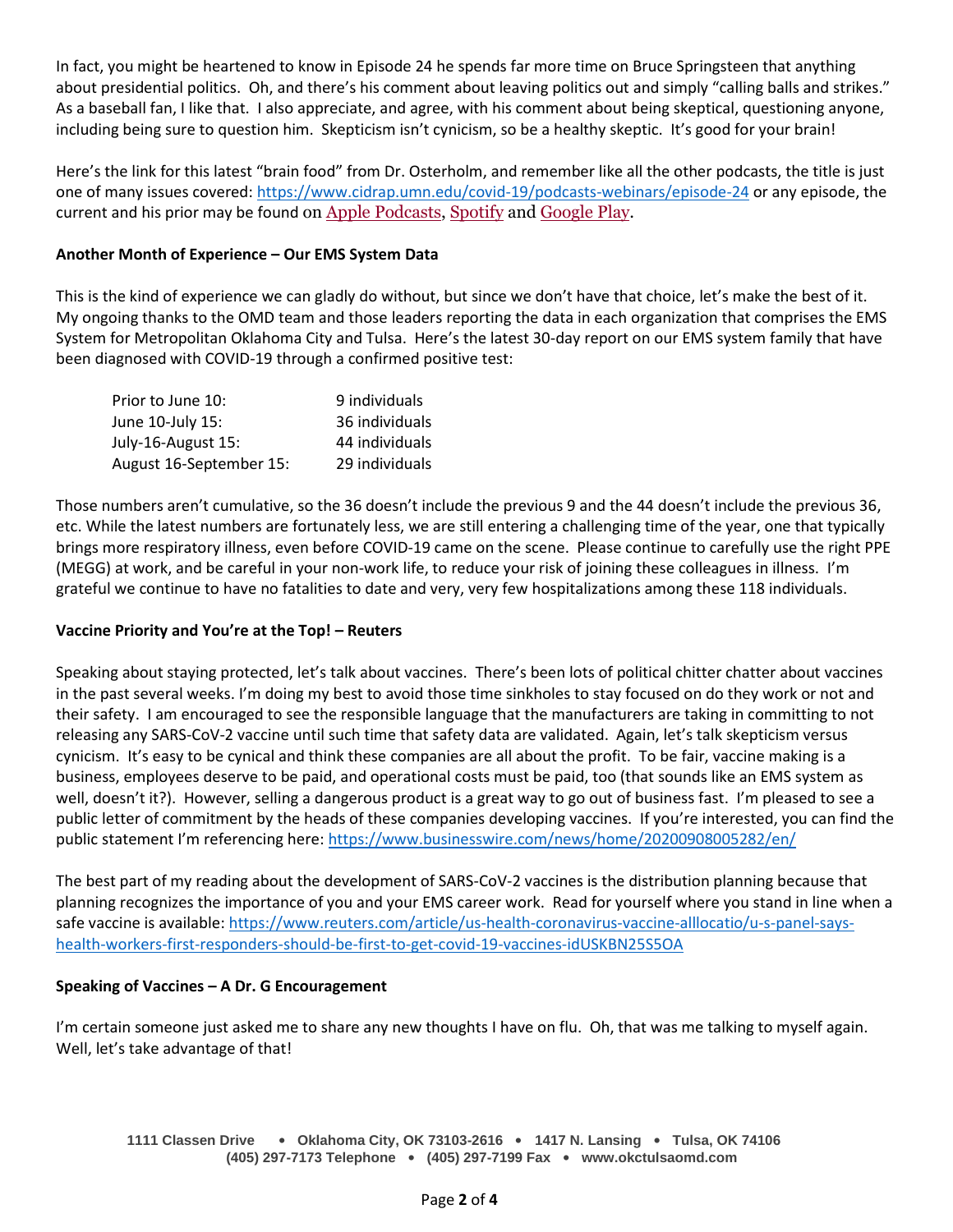In fact, you might be heartened to know in Episode 24 he spends far more time on Bruce Springsteen that anything about presidential politics. Oh, and there's his comment about leaving politics out and simply "calling balls and strikes." As a baseball fan, I like that. I also appreciate, and agree, with his comment about being skeptical, questioning anyone, including being sure to question him. Skepticism isn't cynicism, so be a healthy skeptic. It's good for your brain!

Here's the link for this latest "brain food" from Dr. Osterholm, and remember like all the other podcasts, the title is just one of many issues covered: https://www.cidrap.umn.edu/covid-19/podcasts-webinars/episode-24 or any episode, the current and his prior may be found on Apple Podcasts, Spotify and Google Play.

**Another Month of Experience – Our EMS System Data**

This is the kind of experience we can gladly do without, but since we don't have that choice, let's make the best of it. My ongoing thanks to the OMD team and those leaders reporting the data in each organization that comprises the EMS System for Metropolitan Oklahoma City and Tulsa. Here's the latest 30-day report on our EMS system family that have been diagnosed with COVID-19 through a confirmed positive test:

| | |
|---|---|
| Prior to June 10: | 9 individuals |
| June 10-July 15: | 36 individuals |
| July-16-August 15: | 44 individuals |
| August 16-September 15: | 29 individuals |

Those numbers aren't cumulative, so the 36 doesn't include the previous 9 and the 44 doesn't include the previous 36, etc. While the latest numbers are fortunately less, we are still entering a challenging time of the year, one that typically brings more respiratory illness, even before COVID-19 came on the scene. Please continue to carefully use the right PPE (MEGG) at work, and be careful in your non-work life, to reduce your risk of joining these colleagues in illness. I'm grateful we continue to have no fatalities to date and very, very few hospitalizations among these 118 individuals.

**Vaccine Priority and You're at the Top! – Reuters**

Speaking about staying protected, let's talk about vaccines. There's been lots of political chitter chatter about vaccines in the past several weeks. I'm doing my best to avoid those time sinkholes to stay focused on do they work or not and their safety. I am encouraged to see the responsible language that the manufacturers are taking in committing to not releasing any SARS-CoV-2 vaccine until such time that safety data are validated. Again, let's talk skepticism versus cynicism. It's easy to be cynical and think these companies are all about the profit. To be fair, vaccine making is a business, employees deserve to be paid, and operational costs must be paid, too (that sounds like an EMS system as well, doesn't it?). However, selling a dangerous product is a great way to go out of business fast. I'm pleased to see a public letter of commitment by the heads of these companies developing vaccines. If you're interested, you can find the public statement I'm referencing here: https://www.businesswire.com/news/home/20200908005282/en/

The best part of my reading about the development of SARS-CoV-2 vaccines is the distribution planning because that planning recognizes the importance of you and your EMS career work. Read for yourself where you stand in line when a safe vaccine is available: https://www.reuters.com/article/us-health-coronavirus-vaccine-alllocatio/u-s-panel-says-health-workers-first-responders-should-be-first-to-get-covid-19-vaccines-idUSKBN25S5OA

**Speaking of Vaccines – A Dr. G Encouragement**

I'm certain someone just asked me to share any new thoughts I have on flu. Oh, that was me talking to myself again. Well, let's take advantage of that!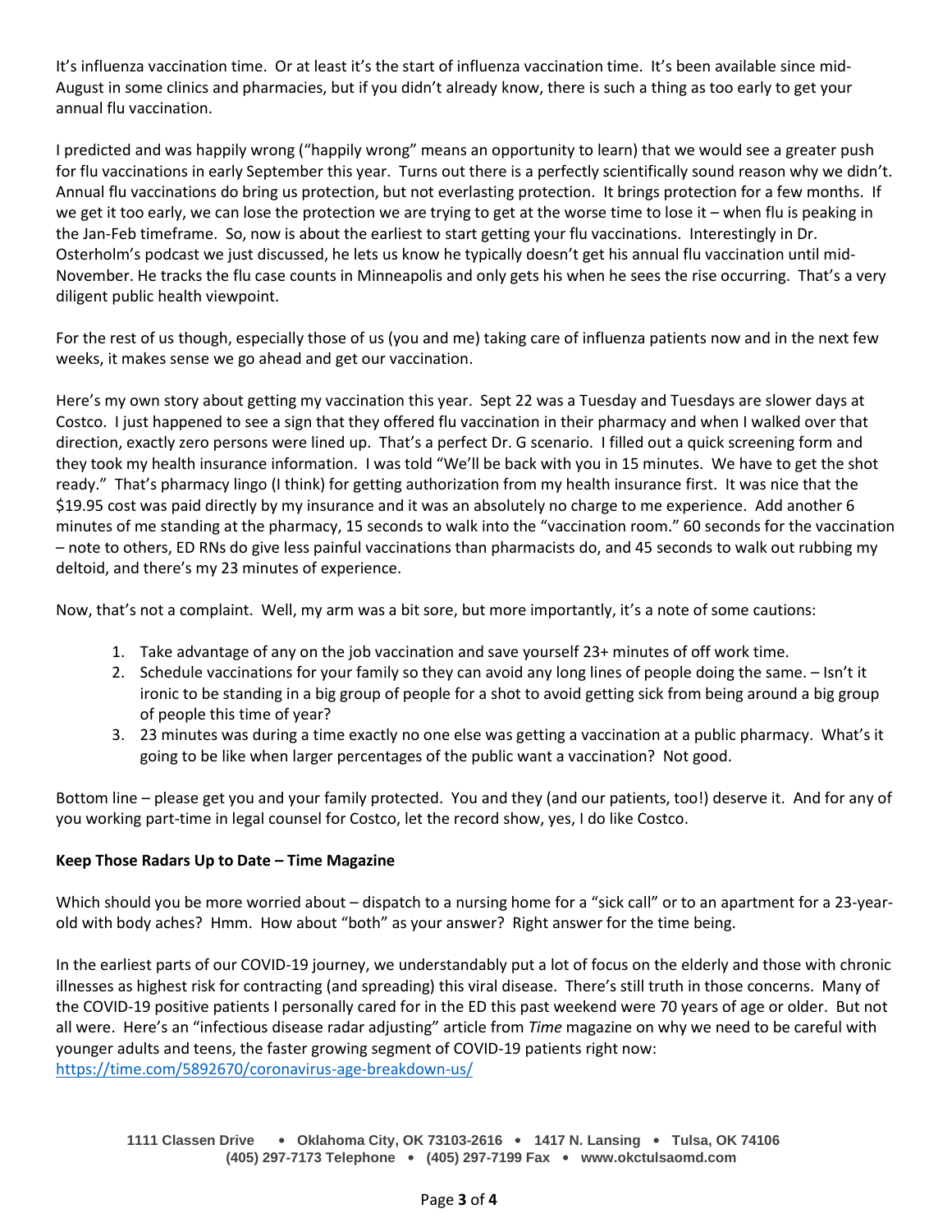It's influenza vaccination time. Or at least it's the start of influenza vaccination time. It's been available since mid-August in some clinics and pharmacies, but if you didn't already know, there is such a thing as too early to get your annual flu vaccination.

I predicted and was happily wrong ("happily wrong" means an opportunity to learn) that we would see a greater push for flu vaccinations in early September this year. Turns out there is a perfectly scientifically sound reason why we didn't. Annual flu vaccinations do bring us protection, but not everlasting protection. It brings protection for a few months. If we get it too early, we can lose the protection we are trying to get at the worse time to lose it – when flu is peaking in the Jan-Feb timeframe. So, now is about the earliest to start getting your flu vaccinations. Interestingly in Dr. Osterholm's podcast we just discussed, he lets us know he typically doesn't get his annual flu vaccination until mid-November. He tracks the flu case counts in Minneapolis and only gets his when he sees the rise occurring. That's a very diligent public health viewpoint.

For the rest of us though, especially those of us (you and me) taking care of influenza patients now and in the next few weeks, it makes sense we go ahead and get our vaccination.

Here's my own story about getting my vaccination this year. Sept 22 was a Tuesday and Tuesdays are slower days at Costco. I just happened to see a sign that they offered flu vaccination in their pharmacy and when I walked over that direction, exactly zero persons were lined up. That's a perfect Dr. G scenario. I filled out a quick screening form and they took my health insurance information. I was told "We'll be back with you in 15 minutes. We have to get the shot ready." That's pharmacy lingo (I think) for getting authorization from my health insurance first. It was nice that the $19.95 cost was paid directly by my insurance and it was an absolutely no charge to me experience. Add another 6 minutes of me standing at the pharmacy, 15 seconds to walk into the "vaccination room." 60 seconds for the vaccination – note to others, ED RNs do give less painful vaccinations than pharmacists do, and 45 seconds to walk out rubbing my deltoid, and there's my 23 minutes of experience.

Now, that's not a complaint. Well, my arm was a bit sore, but more importantly, it's a note of some cautions:

1. Take advantage of any on the job vaccination and save yourself 23+ minutes of off work time.
2. Schedule vaccinations for your family so they can avoid any long lines of people doing the same. – Isn't it ironic to be standing in a big group of people for a shot to avoid getting sick from being around a big group of people this time of year?
3. 23 minutes was during a time exactly no one else was getting a vaccination at a public pharmacy. What's it going to be like when larger percentages of the public want a vaccination? Not good.

Bottom line – please get you and your family protected. You and they (and our patients, too!) deserve it. And for any of you working part-time in legal counsel for Costco, let the record show, yes, I do like Costco.

**Keep Those Radars Up to Date – Time Magazine**

Which should you be more worried about – dispatch to a nursing home for a "sick call" or to an apartment for a 23-year-old with body aches? Hmm. How about "both" as your answer? Right answer for the time being.

In the earliest parts of our COVID-19 journey, we understandably put a lot of focus on the elderly and those with chronic illnesses as highest risk for contracting (and spreading) this viral disease. There's still truth in those concerns. Many of the COVID-19 positive patients I personally cared for in the ED this past weekend were 70 years of age or older. But not all were. Here's an "infectious disease radar adjusting" article from *Time* magazine on why we need to be careful with younger adults and teens, the faster growing segment of COVID-19 patients right now: https://time.com/5892670/coronavirus-age-breakdown-us/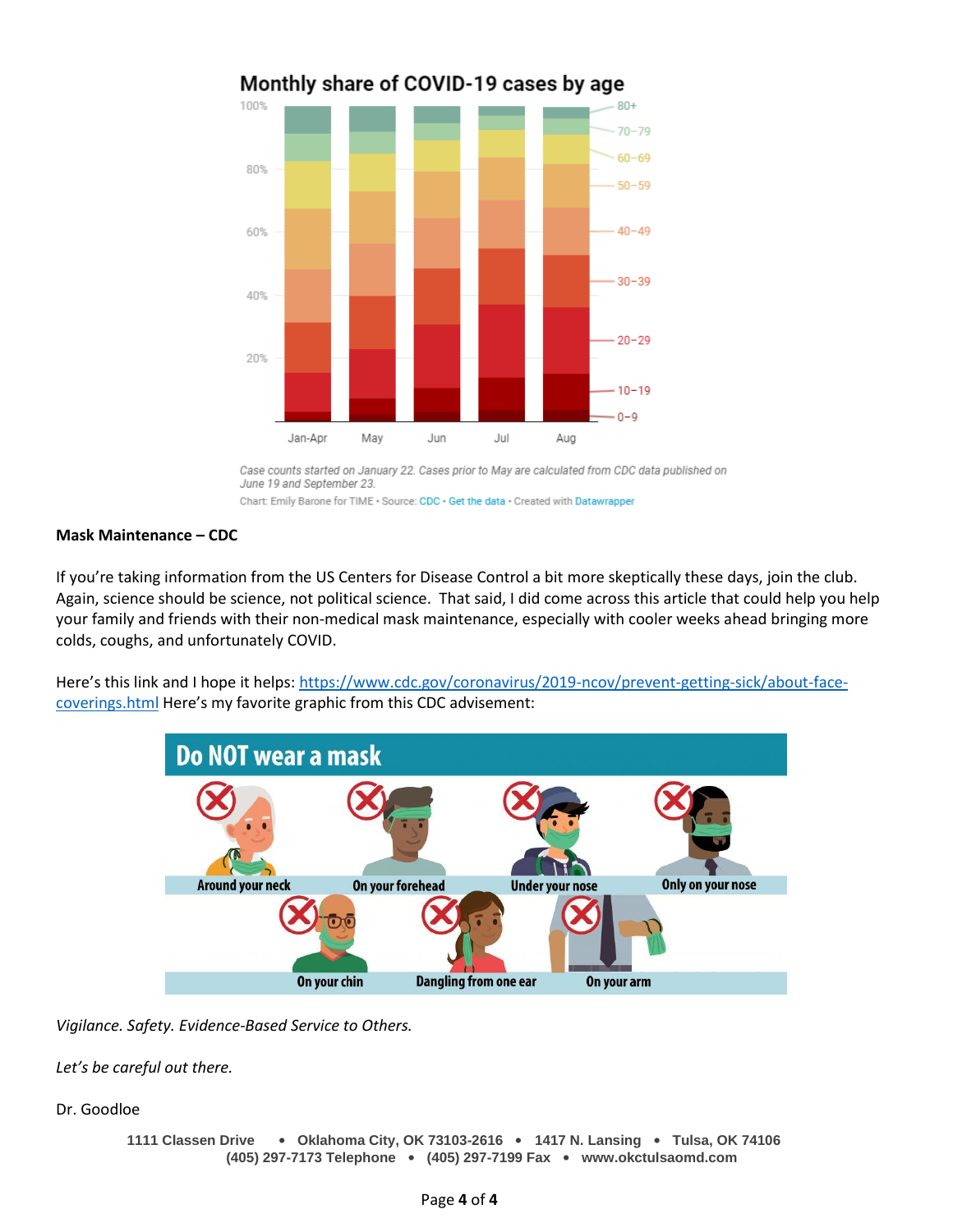## Monthly share of COVID-19 cases by age

100%
80%
60%
40%
20%

80+
70–79
60–69
50–59
40–49
30–39
20–29
10–19
0–9

Jan-Apr
May
Jun
Jul
Aug

*Case counts started on January 22. Cases prior to May are calculated from CDC data published on June 19 and September 23.*

Chart: Emily Barone for TIME • Source: CDC • Get the data • Created with Datawrapper

**Mask Maintenance – CDC**

If you're taking information from the US Centers for Disease Control a bit more skeptically these days, join the club. Again, science should be science, not political science. That said, I did come across this article that could help you help your family and friends with their non-medical mask maintenance, especially with cooler weeks ahead bringing more colds, coughs, and unfortunately COVID.

Here's this link and I hope it helps: [https://www.cdc.gov/coronavirus/2019-ncov/prevent-getting-sick/about-face-coverings.html](https://www.cdc.gov/coronavirus/2019-ncov/prevent-getting-sick/about-face-coverings.html) Here's my favorite graphic from this CDC advisement:

**Do NOT wear a mask**

Around your neck
On your forehead
Under your nose
Only on your nose
On your chin
Dangling from one ear
On your arm

*Vigilance. Safety. Evidence-Based Service to Others.*

*Let's be careful out there.*

Dr. Goodloe

**1111 Classen Drive • Oklahoma City, OK 73103-2616 • 1417 N. Lansing • Tulsa, OK 74106**
**(405) 297-7173 Telephone • (405) 297-7199 Fax • www.okctulsaomd.com**